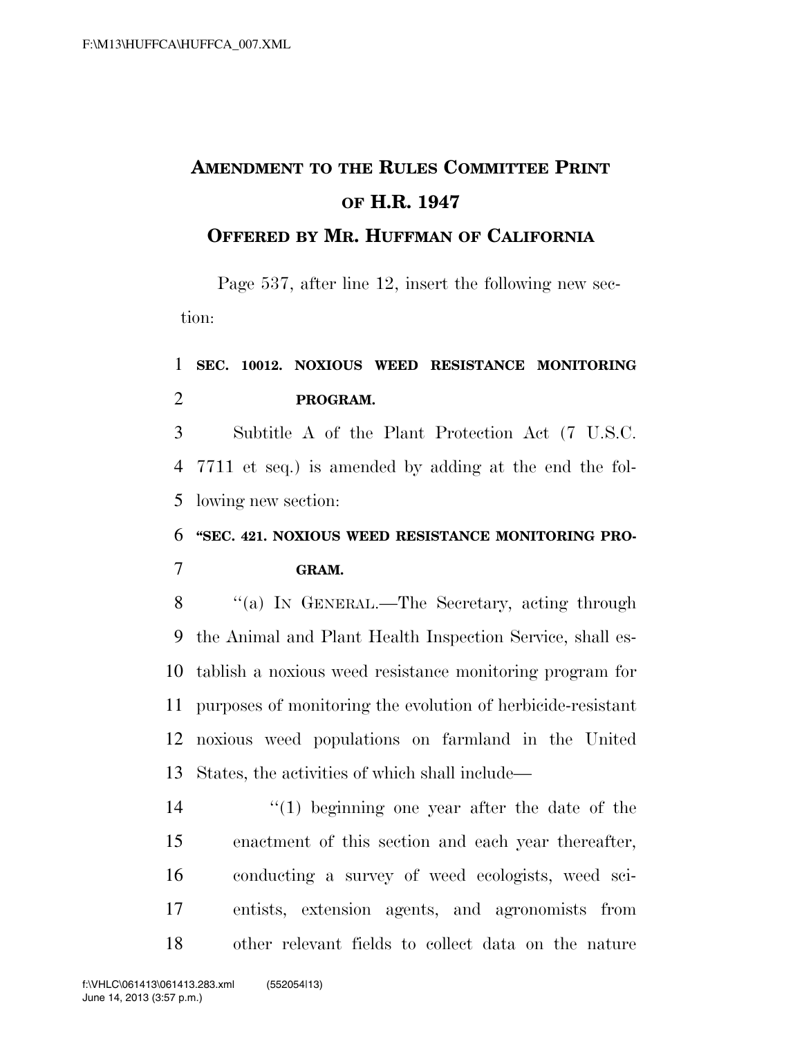# AMENDMENT TO THE RULES COMMITTEE PRINT OF H.R. 1947

## OFFERED BY MR. HUFFMAN OF CALIFORNIA

Page 537, after line 12, insert the following new section:

1 **SEC. 10012. NOXIOUS WEED RESISTANCE MONITORING**
2 **PROGRAM.**

3 Subtitle A of the Plant Protection Act (7 U.S.C.
4 7711 et seq.) is amended by adding at the end the fol-
5 lowing new section:

6 **"SEC. 421. NOXIOUS WEED RESISTANCE MONITORING PRO-**
7 **GRAM.**

8 "(a) IN GENERAL.—The Secretary, acting through
9 the Animal and Plant Health Inspection Service, shall es-
10 tablish a noxious weed resistance monitoring program for
11 purposes of monitoring the evolution of herbicide-resistant
12 noxious weed populations on farmland in the United
13 States, the activities of which shall include—

14 "(1) beginning one year after the date of the
15 enactment of this section and each year thereafter,
16 conducting a survey of weed ecologists, weed sci-
17 entists, extension agents, and agronomists from
18 other relevant fields to collect data on the nature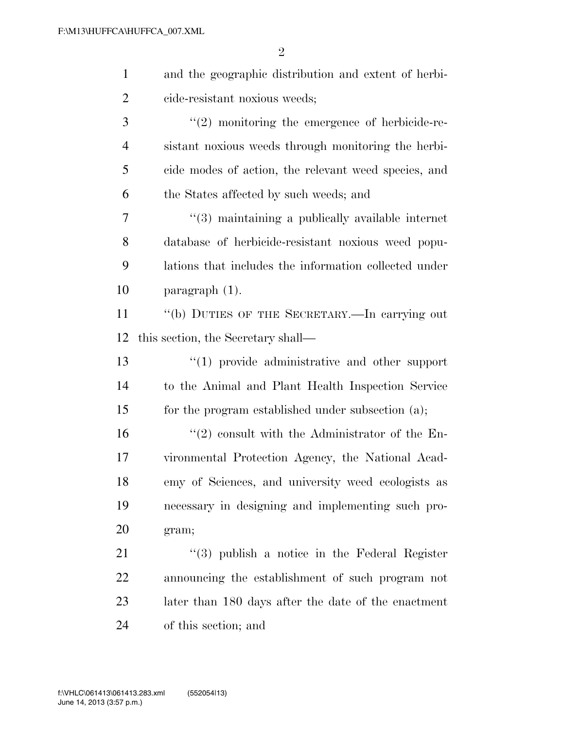and the geographic distribution and extent of herbicide-resistant noxious weeds;

"(2) monitoring the emergence of herbicide-resistant noxious weeds through monitoring the herbicide modes of action, the relevant weed species, and the States affected by such weeds; and

"(3) maintaining a publically available internet database of herbicide-resistant noxious weed populations that includes the information collected under paragraph (1).

"(b) DUTIES OF THE SECRETARY.—In carrying out this section, the Secretary shall—

"(1) provide administrative and other support to the Animal and Plant Health Inspection Service for the program established under subsection (a);

"(2) consult with the Administrator of the Environmental Protection Agency, the National Academy of Sciences, and university weed ecologists as necessary in designing and implementing such program;

"(3) publish a notice in the Federal Register announcing the establishment of such program not later than 180 days after the date of the enactment of this section; and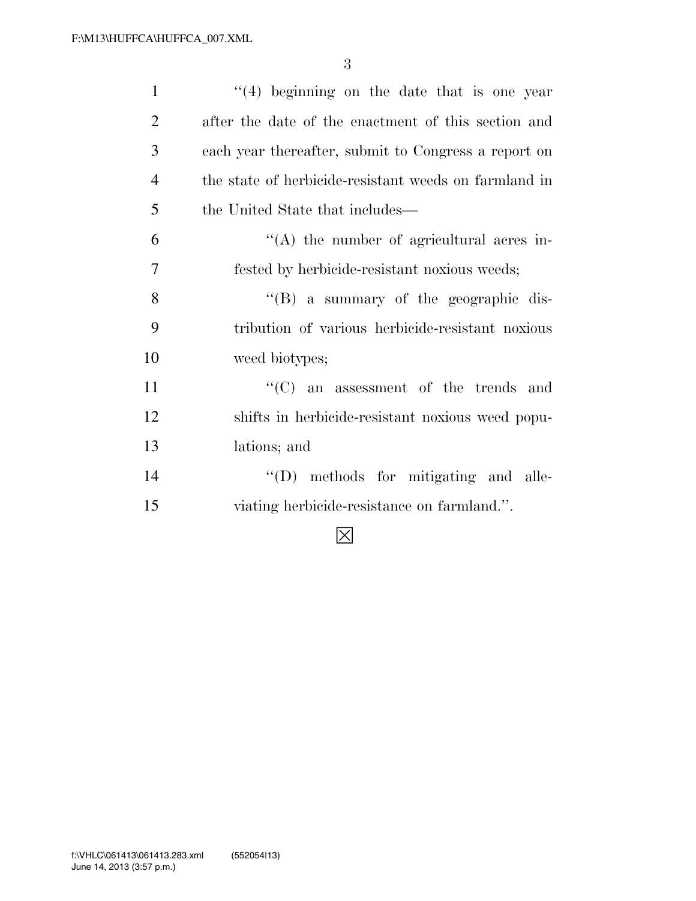''(4) beginning on the date that is one year after the date of the enactment of this section and each year thereafter, submit to Congress a report on the state of herbicide-resistant weeds on farmland in the United State that includes—

''(A) the number of agricultural acres infested by herbicide-resistant noxious weeds;

''(B) a summary of the geographic distribution of various herbicide-resistant noxious weed biotypes;

''(C) an assessment of the trends and shifts in herbicide-resistant noxious weed populations; and

''(D) methods for mitigating and alleviating herbicide-resistance on farmland.''.

☒